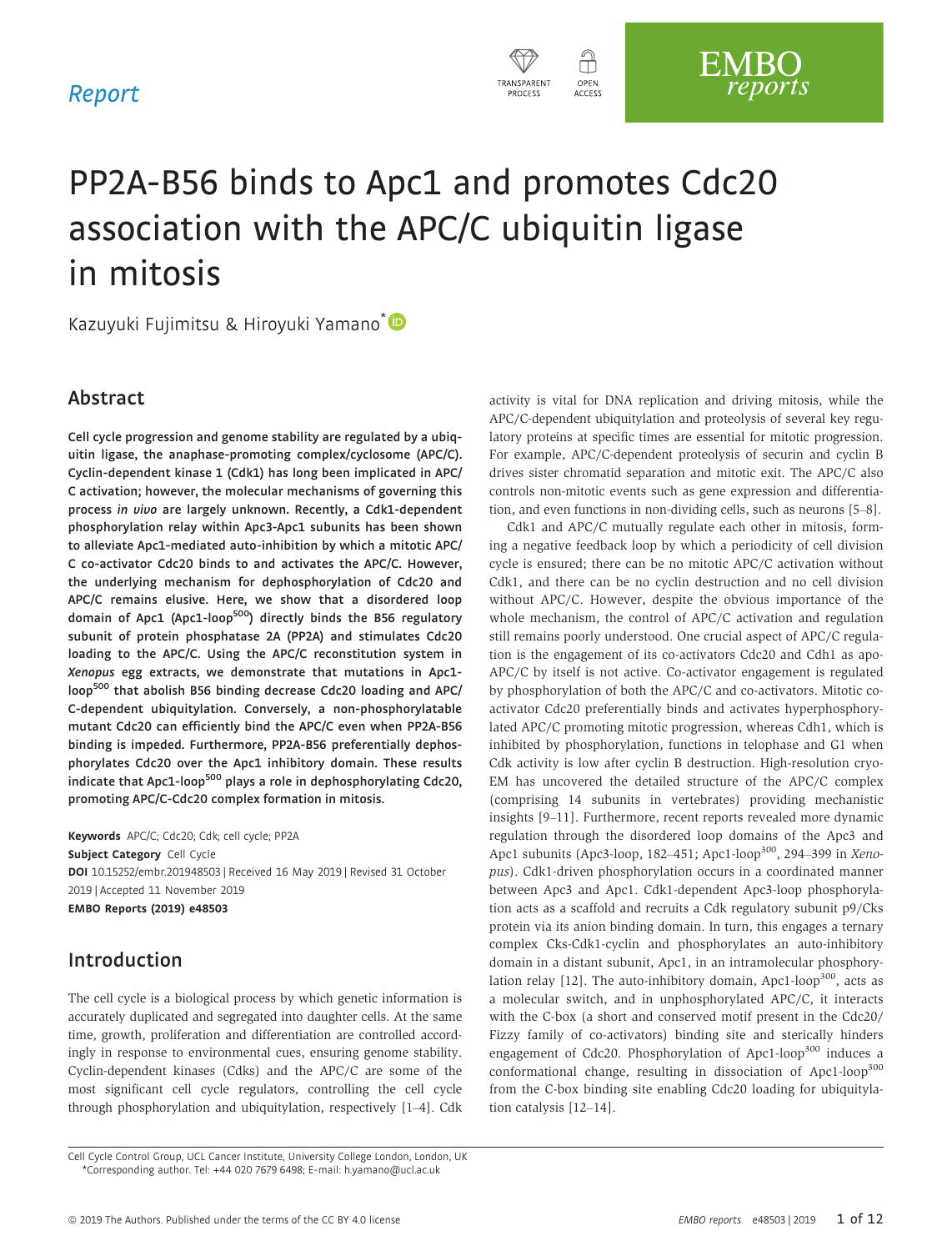Report

# PP2A-B56 binds to Apc1 and promotes Cdc20 association with the APC/C ubiquitin ligase in mitosis

Kazuyuki Fujimitsu & Hiroyuki Yamano*

## Abstract

**Cell cycle progression and genome stability are regulated by a ubiquitin ligase, the anaphase-promoting complex/cyclosome (APC/C). Cyclin-dependent kinase 1 (Cdk1) has long been implicated in APC/C activation; however, the molecular mechanisms of governing this process *in vivo* are largely unknown. Recently, a Cdk1-dependent phosphorylation relay within Apc3-Apc1 subunits has been shown to alleviate Apc1-mediated auto-inhibition by which a mitotic APC/C co-activator Cdc20 binds to and activates the APC/C. However, the underlying mechanism for dephosphorylation of Cdc20 and APC/C remains elusive. Here, we show that a disordered loop domain of Apc1 (Apc1-loop$^{500}$) directly binds the B56 regulatory subunit of protein phosphatase 2A (PP2A) and stimulates Cdc20 loading to the APC/C. Using the APC/C reconstitution system in *Xenopus* egg extracts, we demonstrate that mutations in Apc1-loop$^{500}$ that abolish B56 binding decrease Cdc20 loading and APC/C-dependent ubiquitylation. Conversely, a non-phosphorylatable mutant Cdc20 can efficiently bind the APC/C even when PP2A-B56 binding is impeded. Furthermore, PP2A-B56 preferentially dephosphorylates Cdc20 over the Apc1 inhibitory domain. These results indicate that Apc1-loop$^{500}$ plays a role in dephosphorylating Cdc20, promoting APC/C-Cdc20 complex formation in mitosis.**

**Keywords** APC/C; Cdc20; Cdk; cell cycle; PP2A
**Subject Category** Cell Cycle
**DOI** 10.15252/embr.201948503 | Received 16 May 2019 | Revised 31 October 2019 | Accepted 11 November 2019
**EMBO Reports (2019) e48503**

## Introduction

The cell cycle is a biological process by which genetic information is accurately duplicated and segregated into daughter cells. At the same time, growth, proliferation and differentiation are controlled accordingly in response to environmental cues, ensuring genome stability. Cyclin-dependent kinases (Cdks) and the APC/C are some of the most significant cell cycle regulators, controlling the cell cycle through phosphorylation and ubiquitylation, respectively [1–4]. Cdk activity is vital for DNA replication and driving mitosis, while the APC/C-dependent ubiquitylation and proteolysis of several key regulatory proteins at specific times are essential for mitotic progression. For example, APC/C-dependent proteolysis of securin and cyclin B drives sister chromatid separation and mitotic exit. The APC/C also controls non-mitotic events such as gene expression and differentiation, and even functions in non-dividing cells, such as neurons [5–8].

Cdk1 and APC/C mutually regulate each other in mitosis, forming a negative feedback loop by which a periodicity of cell division cycle is ensured; there can be no mitotic APC/C activation without Cdk1, and there can be no cyclin destruction and no cell division without APC/C. However, despite the obvious importance of the whole mechanism, the control of APC/C activation and regulation still remains poorly understood. One crucial aspect of APC/C regulation is the engagement of its co-activators Cdc20 and Cdh1 as apo-APC/C by itself is not active. Co-activator engagement is regulated by phosphorylation of both the APC/C and co-activators. Mitotic co-activator Cdc20 preferentially binds and activates hyperphosphorylated APC/C promoting mitotic progression, whereas Cdh1, which is inhibited by phosphorylation, functions in telophase and G1 when Cdk activity is low after cyclin B destruction. High-resolution cryo-EM has uncovered the detailed structure of the APC/C complex (comprising 14 subunits in vertebrates) providing mechanistic insights [9–11]. Furthermore, recent reports revealed more dynamic regulation through the disordered loop domains of the Apc3 and Apc1 subunits (Apc3-loop, 182–451; Apc1-loop$^{300}$, 294–399 in *Xenopus*). Cdk1-driven phosphorylation occurs in a coordinated manner between Apc3 and Apc1. Cdk1-dependent Apc3-loop phosphorylation acts as a scaffold and recruits a Cdk regulatory subunit p9/Cks protein via its anion binding domain. In turn, this engages a ternary complex Cks-Cdk1-cyclin and phosphorylates an auto-inhibitory domain in a distant subunit, Apc1, in an intramolecular phosphorylation relay [12]. The auto-inhibitory domain, Apc1-loop$^{300}$, acts as a molecular switch, and in unphosphorylated APC/C, it interacts with the C-box (a short and conserved motif present in the Cdc20/Fizzy family of co-activators) binding site and sterically hinders engagement of Cdc20. Phosphorylation of Apc1-loop$^{300}$ induces a conformational change, resulting in dissociation of Apc1-loop$^{300}$ from the C-box binding site enabling Cdc20 loading for ubiquitylation catalysis [12–14].

Cell Cycle Control Group, UCL Cancer Institute, University College London, London, UK
*Corresponding author. Tel: +44 020 7679 6498; E-mail: h.yamano@ucl.ac.uk

© 2019 The Authors. Published under the terms of the CC BY 4.0 license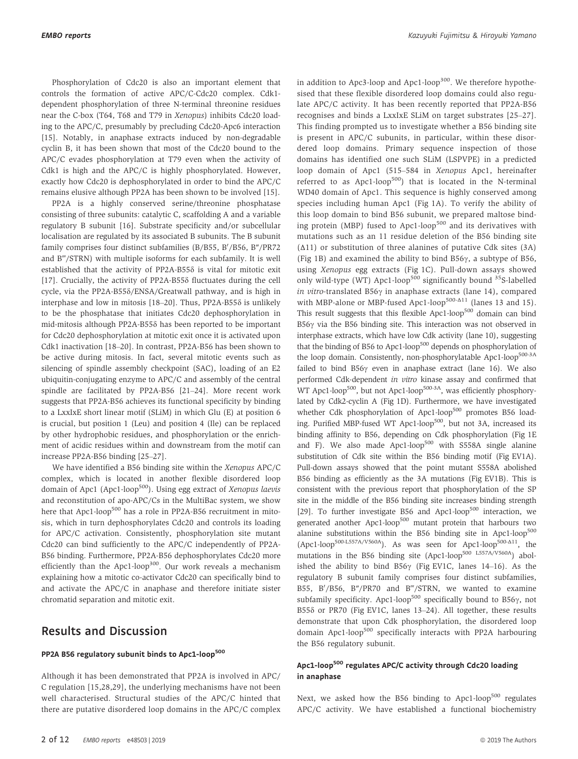Phosphorylation of Cdc20 is also an important element that controls the formation of active APC/C-Cdc20 complex. Cdk1-dependent phosphorylation of three N-terminal threonine residues near the C-box (T64, T68 and T79 in *Xenopus*) inhibits Cdc20 loading to the APC/C, presumably by precluding Cdc20-Apc6 interaction [15]. Notably, in anaphase extracts induced by non-degradable cyclin B, it has been shown that most of the Cdc20 bound to the APC/C evades phosphorylation at T79 even when the activity of Cdk1 is high and the APC/C is highly phosphorylated. However, exactly how Cdc20 is dephosphorylated in order to bind the APC/C remains elusive although PP2A has been shown to be involved [15].

PP2A is a highly conserved serine/threonine phosphatase consisting of three subunits: catalytic C, scaffolding A and a variable regulatory B subunit [16]. Substrate specificity and/or subcellular localisation are regulated by its associated B subunits. The B subunit family comprises four distinct subfamilies (B/B55, B′/B56, B″/PR72 and B‴/STRN) with multiple isoforms for each subfamily. It is well established that the activity of PP2A-B55δ is vital for mitotic exit [17]. Crucially, the activity of PP2A-B55δ fluctuates during the cell cycle, via the PP2A-B55δ/ENSA/Greatwall pathway, and is high in interphase and low in mitosis [18–20]. Thus, PP2A-B55δ is unlikely to be the phosphatase that initiates Cdc20 dephosphorylation in mid-mitosis although PP2A-B55δ has been reported to be important for Cdc20 dephosphorylation at mitotic exit once it is activated upon Cdk1 inactivation [18–20]. In contrast, PP2A-B56 has been shown to be active during mitosis. In fact, several mitotic events such as silencing of spindle assembly checkpoint (SAC), loading of an E2 ubiquitin-conjugating enzyme to APC/C and assembly of the central spindle are facilitated by PP2A-B56 [21–24]. More recent work suggests that PP2A-B56 achieves its functional specificity by binding to a LxxIxE short linear motif (SLiM) in which Glu (E) at position 6 is crucial, but position 1 (Leu) and position 4 (Ile) can be replaced by other hydrophobic residues, and phosphorylation or the enrichment of acidic residues within and downstream from the motif can increase PP2A-B56 binding [25–27].

We have identified a B56 binding site within the *Xenopus* APC/C complex, which is located in another flexible disordered loop domain of Apc1 (Apc1-loop[500]). Using egg extract of *Xenopus laevis* and reconstitution of apo-APC/Cs in the MultiBac system, we show here that Apc1-loop[500] has a role in PP2A-B56 recruitment in mitosis, which in turn dephosphorylates Cdc20 and controls its loading for APC/C activation. Consistently, phosphorylation site mutant Cdc20 can bind sufficiently to the APC/C independently of PP2A-B56 binding. Furthermore, PP2A-B56 dephosphorylates Cdc20 more efficiently than the Apc1-loop[300]. Our work reveals a mechanism explaining how a mitotic co-activator Cdc20 can specifically bind to and activate the APC/C in anaphase and therefore initiate sister chromatid separation and mitotic exit.

## Results and Discussion

### PP2A B56 regulatory subunit binds to Apc1-loop[500]

Although it has been demonstrated that PP2A is involved in APC/C regulation [15,28,29], the underlying mechanisms have not been well characterised. Structural studies of the APC/C hinted that there are putative disordered loop domains in the APC/C complex in addition to Apc3-loop and Apc1-loop[300]. We therefore hypothesised that these flexible disordered loop domains could also regulate APC/C activity. It has been recently reported that PP2A-B56 recognises and binds a LxxIxE SLiM on target substrates [25–27]. This finding prompted us to investigate whether a B56 binding site is present in APC/C subunits, in particular, within these disordered loop domains. Primary sequence inspection of those domains has identified one such SLiM (LSPVPE) in a predicted loop domain of Apc1 (515–584 in *Xenopus* Apc1, hereinafter referred to as Apc1-loop[500]) that is located in the N-terminal WD40 domain of Apc1. This sequence is highly conserved among species including human Apc1 (Fig 1A). To verify the ability of this loop domain to bind B56 subunit, we prepared maltose binding protein (MBP) fused to Apc1-loop[500] and its derivatives with mutations such as an 11 residue deletion of the B56 binding site (Δ11) or substitution of three alanines of putative Cdk sites (3A) (Fig 1B) and examined the ability to bind B56γ, a subtype of B56, using *Xenopus* egg extracts (Fig 1C). Pull-down assays showed only wild-type (WT) Apc1-loop[500] significantly bound $^{35}$S-labelled *in vitro*-translated B56γ in anaphase extracts (lane 14), compared with MBP-alone or MBP-fused Apc1-loop$^{500\text{-}\Delta11}$ (lanes 13 and 15). This result suggests that this flexible Apc1-loop[500] domain can bind B56γ via the B56 binding site. This interaction was not observed in interphase extracts, which have low Cdk activity (lane 10), suggesting that the binding of B56 to Apc1-loop[500] depends on phosphorylation of the loop domain. Consistently, non-phosphorylatable Apc1-loop$^{500\text{-}3A}$ failed to bind B56γ even in anaphase extract (lane 16). We also performed Cdk-dependent *in vitro* kinase assay and confirmed that WT Apc1-loop[500], but not Apc1-loop$^{500\text{-}3A}$, was efficiently phosphorylated by Cdk2-cyclin A (Fig 1D). Furthermore, we have investigated whether Cdk phosphorylation of Apc1-loop[500] promotes B56 loading. Purified MBP-fused WT Apc1-loop[500], but not 3A, increased its binding affinity to B56, depending on Cdk phosphorylation (Fig 1E and F). We also made Apc1-loop[500] with S558A single alanine substitution of Cdk site within the B56 binding motif (Fig EV1A). Pull-down assays showed that the point mutant S558A abolished B56 binding as efficiently as the 3A mutations (Fig EV1B). This is consistent with the previous report that phosphorylation of the SP site in the middle of the B56 binding site increases binding strength [29]. To further investigate B56 and Apc1-loop[500] interaction, we generated another Apc1-loop[500] mutant protein that harbours two alanine substitutions within the B56 binding site in Apc1-loop[500] (Apc1-loop$^{500\text{-}L557A/V560A}$). As was seen for Apc1-loop$^{500\text{-}\Delta11}$, the mutations in the B56 binding site (Apc1-loop$^{500\ L557A/V560A}$) abolished the ability to bind B56γ (Fig EV1C, lanes 14–16). As the regulatory B subunit family comprises four distinct subfamilies, B55, B′/B56, B″/PR70 and B‴/STRN, we wanted to examine subfamily specificity. Apc1-loop[500] specifically bound to B56γ, not B55δ or PR70 (Fig EV1C, lanes 13–24). All together, these results demonstrate that upon Cdk phosphorylation, the disordered loop domain Apc1-loop[500] specifically interacts with PP2A harbouring the B56 regulatory subunit.

### Apc1-loop[500] regulates APC/C activity through Cdc20 loading in anaphase

Next, we asked how the B56 binding to Apc1-loop[500] regulates APC/C activity. We have established a functional biochemistry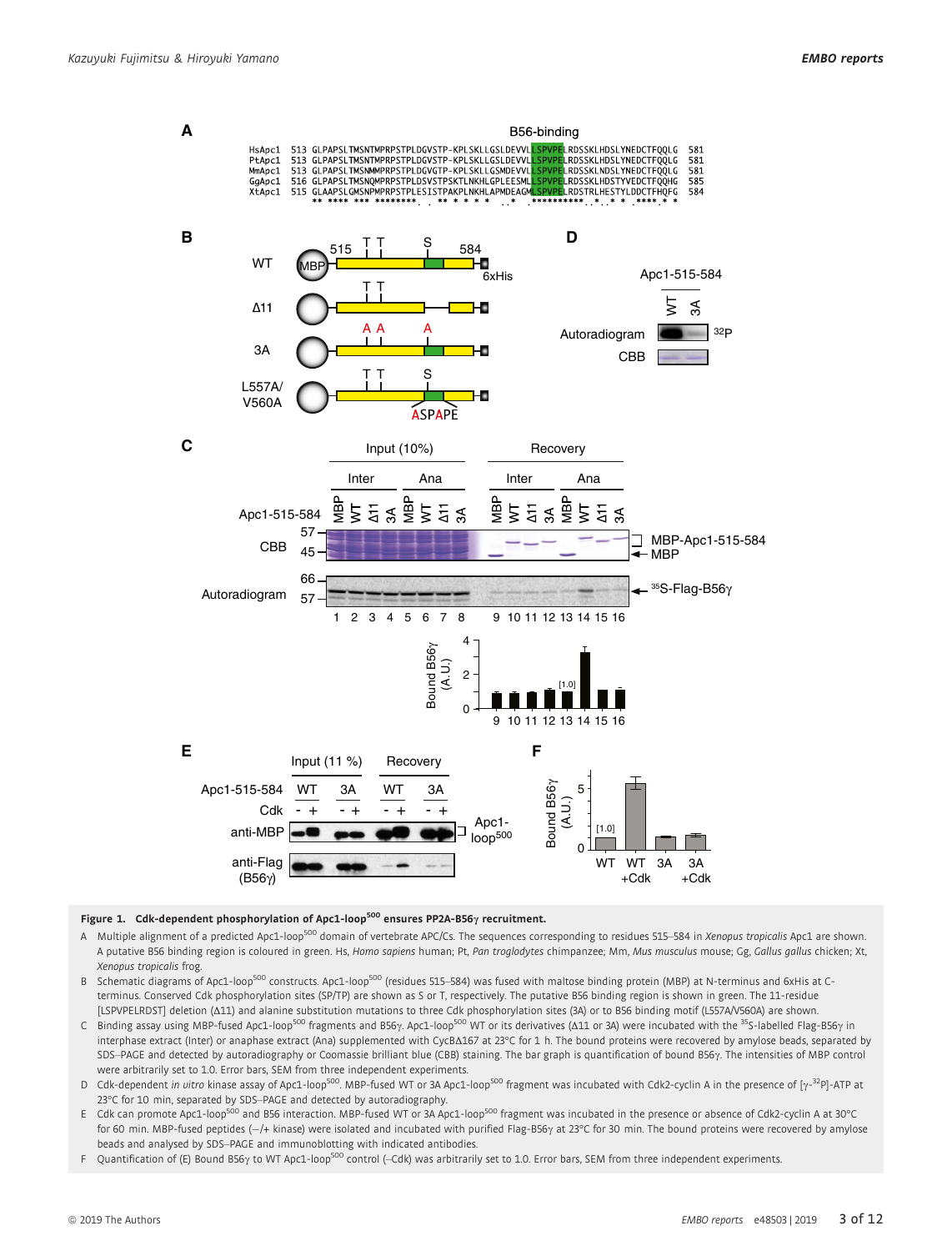**Figure 1. Cdk-dependent phosphorylation of Apc1-loop$^{500}$ ensures PP2A-B56γ recruitment.**

A Multiple alignment of a predicted Apc1-loop$^{500}$ domain of vertebrate APC/Cs. The sequences corresponding to residues 515–584 in *Xenopus tropicalis* Apc1 are shown. A putative B56 binding region is coloured in green. Hs, *Homo sapiens* human; Pt, *Pan troglodytes* chimpanzee; Mm, *Mus musculus* mouse; Gg, *Gallus gallus* chicken; Xt, *Xenopus tropicalis* frog.

B Schematic diagrams of Apc1-loop$^{500}$ constructs. Apc1-loop$^{500}$ (residues 515–584) was fused with maltose binding protein (MBP) at N-terminus and 6xHis at C-terminus. Conserved Cdk phosphorylation sites (SP/TP) are shown as S or T, respectively. The putative B56 binding region is shown in green. The 11-residue [LSPVPELRDST] deletion (Δ11) and alanine substitution mutations to three Cdk phosphorylation sites (3A) or to B56 binding motif (L557A/V560A) are shown.

C Binding assay using MBP-fused Apc1-loop$^{500}$ fragments and B56γ. Apc1-loop$^{500}$ WT or its derivatives (Δ11 or 3A) were incubated with the $^{35}$S-labelled Flag-B56γ in interphase extract (Inter) or anaphase extract (Ana) supplemented with CycBΔ167 at 23°C for 1 h. The bound proteins were recovered by amylose beads, separated by SDS–PAGE and detected by autoradiography or Coomassie brilliant blue (CBB) staining. The bar graph is quantification of bound B56γ. The intensities of MBP control were arbitrarily set to 1.0. Error bars, SEM from three independent experiments.

D Cdk-dependent *in vitro* kinase assay of Apc1-loop$^{500}$. MBP-fused WT or 3A Apc1-loop$^{500}$ fragment was incubated with Cdk2-cyclin A in the presence of [γ-$^{32}$P]-ATP at 23°C for 10 min, separated by SDS–PAGE and detected by autoradiography.

E Cdk can promote Apc1-loop$^{500}$ and B56 interaction. MBP-fused WT or 3A Apc1-loop$^{500}$ fragment was incubated in the presence or absence of Cdk2-cyclin A at 30°C for 60 min. MBP-fused peptides (−/+ kinase) were isolated and incubated with purified Flag-B56γ at 23°C for 30 min. The bound proteins were recovered by amylose beads and analysed by SDS–PAGE and immunoblotting with indicated antibodies.

F Quantification of (E) Bound B56γ to WT Apc1-loop$^{500}$ control (−Cdk) was arbitrarily set to 1.0. Error bars, SEM from three independent experiments.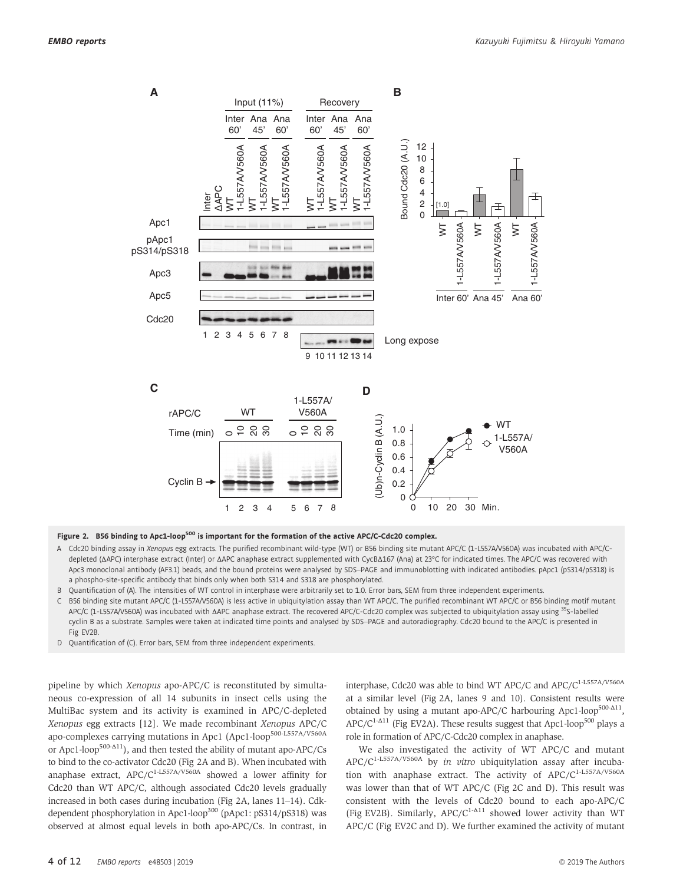**Figure 2. B56 binding to Apc1-loop$^{500}$ is important for the formation of the active APC/C-Cdc20 complex.**

A Cdc20 binding assay in *Xenopus* egg extracts. The purified recombinant wild-type (WT) or B56 binding site mutant APC/C (1-L557A/V560A) was incubated with APC/C-depleted (ΔAPC) interphase extract (Inter) or ΔAPC anaphase extract supplemented with CycBΔ167 (Ana) at 23°C for indicated times. The APC/C was recovered with Apc3 monoclonal antibody (AF3.1) beads, and the bound proteins were analysed by SDS–PAGE and immunoblotting with indicated antibodies. pApc1 (pS314/pS318) is a phospho-site-specific antibody that binds only when both S314 and S318 are phosphorylated.

B Quantification of (A). The intensities of WT control in interphase were arbitrarily set to 1.0. Error bars, SEM from three independent experiments.

C B56 binding site mutant APC/C (1-L557A/V560A) is less active in ubiquitylation assay than WT APC/C. The purified recombinant WT APC/C or B56 binding motif mutant APC/C (1-L557A/V560A) was incubated with ΔAPC anaphase extract. The recovered APC/C-Cdc20 complex was subjected to ubiquitylation assay using $^{35}$S-labelled cyclin B as a substrate. Samples were taken at indicated time points and analysed by SDS–PAGE and autoradiography. Cdc20 bound to the APC/C is presented in Fig EV2B.

D Quantification of (C). Error bars, SEM from three independent experiments.

pipeline by which *Xenopus* apo-APC/C is reconstituted by simultaneous co-expression of all 14 subunits in insect cells using the MultiBac system and its activity is examined in APC/C-depleted *Xenopus* egg extracts [12]. We made recombinant *Xenopus* APC/C apo-complexes carrying mutations in Apc1 (Apc1-loop$^{500\text{-}L557A/V560A}$ or Apc1-loop$^{500\text{-}\Delta 11}$), and then tested the ability of mutant apo-APC/Cs to bind to the co-activator Cdc20 (Fig 2A and B). When incubated with anaphase extract, APC/C$^{1\text{-}L557A/V560A}$ showed a lower affinity for Cdc20 than WT APC/C, although associated Cdc20 levels gradually increased in both cases during incubation (Fig 2A, lanes 11–14). Cdk-dependent phosphorylation in Apc1-loop$^{300}$ (pApc1: pS314/pS318) was observed at almost equal levels in both apo-APC/Cs. In contrast, in interphase, Cdc20 was able to bind WT APC/C and APC/C$^{1\text{-}L557A/V560A}$ at a similar level (Fig 2A, lanes 9 and 10). Consistent results were obtained by using a mutant apo-APC/C harbouring Apc1-loop$^{500\text{-}\Delta 11}$, APC/C$^{1\text{-}\Delta 11}$ (Fig EV2A). These results suggest that Apc1-loop$^{500}$ plays a role in formation of APC/C-Cdc20 complex in anaphase.

We also investigated the activity of WT APC/C and mutant APC/C$^{1\text{-}L557A/V560A}$ by *in vitro* ubiquitylation assay after incubation with anaphase extract. The activity of APC/C$^{1\text{-}L557A/V560A}$ was lower than that of WT APC/C (Fig 2C and D). This result was consistent with the levels of Cdc20 bound to each apo-APC/C (Fig EV2B). Similarly, APC/C$^{1\text{-}\Delta 11}$ showed lower activity than WT APC/C (Fig EV2C and D). We further examined the activity of mutant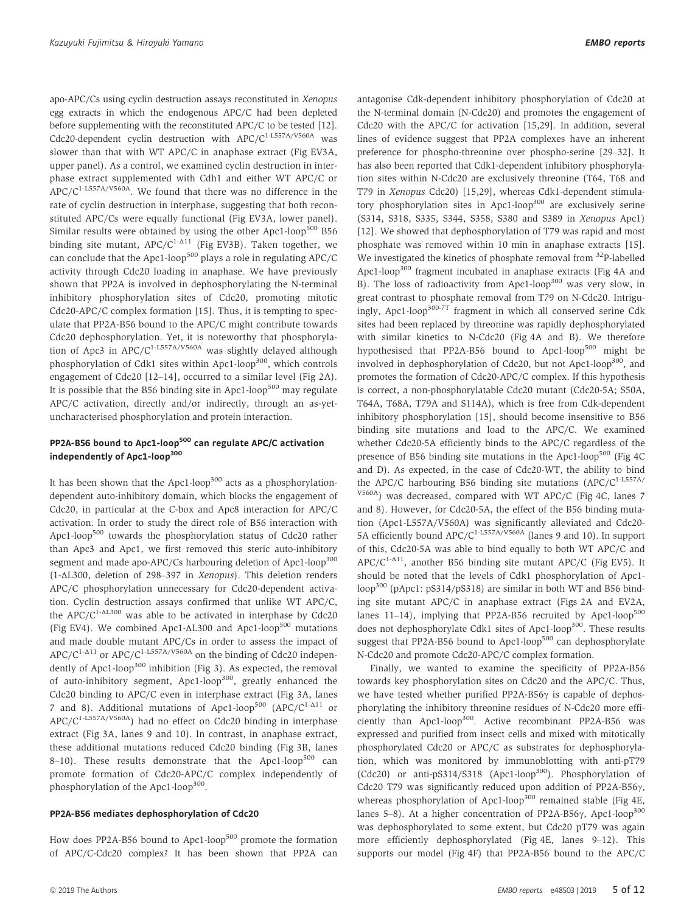apo-APC/Cs using cyclin destruction assays reconstituted in *Xenopus* egg extracts in which the endogenous APC/C had been depleted before supplementing with the reconstituted APC/C to be tested [12]. Cdc20-dependent cyclin destruction with APC/C$^{1\text{-}L557A/V560A}$ was slower than that with WT APC/C in anaphase extract (Fig EV3A, upper panel). As a control, we examined cyclin destruction in interphase extract supplemented with Cdh1 and either WT APC/C or APC/C$^{1\text{-}L557A/V560A}$. We found that there was no difference in the rate of cyclin destruction in interphase, suggesting that both reconstituted APC/Cs were equally functional (Fig EV3A, lower panel). Similar results were obtained by using the other Apc1-loop$^{500}$ B56 binding site mutant, APC/C$^{1\text{-}\Delta11}$ (Fig EV3B). Taken together, we can conclude that the Apc1-loop$^{500}$ plays a role in regulating APC/C activity through Cdc20 loading in anaphase. We have previously shown that PP2A is involved in dephosphorylating the N-terminal inhibitory phosphorylation sites of Cdc20, promoting mitotic Cdc20-APC/C complex formation [15]. Thus, it is tempting to speculate that PP2A-B56 bound to the APC/C might contribute towards Cdc20 dephosphorylation. Yet, it is noteworthy that phosphorylation of Apc3 in APC/C$^{1\text{-}L557A/V560A}$ was slightly delayed although phosphorylation of Cdk1 sites within Apc1-loop$^{300}$, which controls engagement of Cdc20 [12–14], occurred to a similar level (Fig 2A). It is possible that the B56 binding site in Apc1-loop$^{500}$ may regulate APC/C activation, directly and/or indirectly, through an as-yet-uncharacterised phosphorylation and protein interaction.

## PP2A-B56 bound to Apc1-loop$^{500}$ can regulate APC/C activation independently of Apc1-loop$^{300}$

It has been shown that the Apc1-loop$^{300}$ acts as a phosphorylation-dependent auto-inhibitory domain, which blocks the engagement of Cdc20, in particular at the C-box and Apc8 interaction for APC/C activation. In order to study the direct role of B56 interaction with Apc1-loop$^{500}$ towards the phosphorylation status of Cdc20 rather than Apc3 and Apc1, we first removed this steric auto-inhibitory segment and made apo-APC/Cs harbouring deletion of Apc1-loop$^{300}$ (1-ΔL300, deletion of 298–397 in *Xenopus*). This deletion renders APC/C phosphorylation unnecessary for Cdc20-dependent activation. Cyclin destruction assays confirmed that unlike WT APC/C, the APC/C$^{1\text{-}\Delta L300}$ was able to be activated in interphase by Cdc20 (Fig EV4). We combined Apc1-ΔL300 and Apc1-loop$^{500}$ mutations and made double mutant APC/Cs in order to assess the impact of APC/C$^{1\text{-}\Delta11}$ or APC/C$^{1\text{-}L557A/V560A}$ on the binding of Cdc20 independently of Apc1-loop$^{300}$ inhibition (Fig 3). As expected, the removal of auto-inhibitory segment, Apc1-loop$^{300}$, greatly enhanced the Cdc20 binding to APC/C even in interphase extract (Fig 3A, lanes 7 and 8). Additional mutations of Apc1-loop$^{500}$ (APC/C$^{1\text{-}\Delta11}$ or APC/C$^{1\text{-}L557A/V560A}$) had no effect on Cdc20 binding in interphase extract (Fig 3A, lanes 9 and 10). In contrast, in anaphase extract, these additional mutations reduced Cdc20 binding (Fig 3B, lanes 8–10). These results demonstrate that the Apc1-loop$^{500}$ can promote formation of Cdc20-APC/C complex independently of phosphorylation of the Apc1-loop$^{300}$.

## PP2A-B56 mediates dephosphorylation of Cdc20

How does PP2A-B56 bound to Apc1-loop$^{500}$ promote the formation of APC/C-Cdc20 complex? It has been shown that PP2A can antagonise Cdk-dependent inhibitory phosphorylation of Cdc20 at the N-terminal domain (N-Cdc20) and promotes the engagement of Cdc20 with the APC/C for activation [15,29]. In addition, several lines of evidence suggest that PP2A complexes have an inherent preference for phospho-threonine over phospho-serine [29–32]. It has also been reported that Cdk1-dependent inhibitory phosphorylation sites within N-Cdc20 are exclusively threonine (T64, T68 and T79 in *Xenopus* Cdc20) [15,29], whereas Cdk1-dependent stimulatory phosphorylation sites in Apc1-loop$^{300}$ are exclusively serine (S314, S318, S335, S344, S358, S380 and S389 in *Xenopus* Apc1) [12]. We showed that dephosphorylation of T79 was rapid and most phosphate was removed within 10 min in anaphase extracts [15]. We investigated the kinetics of phosphate removal from $^{32}$P-labelled Apc1-loop$^{300}$ fragment incubated in anaphase extracts (Fig 4A and B). The loss of radioactivity from Apc1-loop$^{300}$ was very slow, in great contrast to phosphate removal from T79 on N-Cdc20. Intriguingly, Apc1-loop$^{300\text{-}7T}$ fragment in which all conserved serine Cdk sites had been replaced by threonine was rapidly dephosphorylated with similar kinetics to N-Cdc20 (Fig 4A and B). We therefore hypothesised that PP2A-B56 bound to Apc1-loop$^{500}$ might be involved in dephosphorylation of Cdc20, but not Apc1-loop$^{300}$, and promotes the formation of Cdc20-APC/C complex. If this hypothesis is correct, a non-phosphorylatable Cdc20 mutant (Cdc20-5A; S50A, T64A, T68A, T79A and S114A), which is free from Cdk-dependent inhibitory phosphorylation [15], should become insensitive to B56 binding site mutations and load to the APC/C. We examined whether Cdc20-5A efficiently binds to the APC/C regardless of the presence of B56 binding site mutations in the Apc1-loop$^{500}$ (Fig 4C and D). As expected, in the case of Cdc20-WT, the ability to bind the APC/C harbouring B56 binding site mutations (APC/C$^{1\text{-}L557A/V560A}$) was decreased, compared with WT APC/C (Fig 4C, lanes 7 and 8). However, for Cdc20-5A, the effect of the B56 binding mutation (Apc1-L557A/V560A) was significantly alleviated and Cdc20-5A efficiently bound APC/C$^{1\text{-}L557A/V560A}$ (lanes 9 and 10). In support of this, Cdc20-5A was able to bind equally to both WT APC/C and APC/C$^{1\text{-}\Delta11}$, another B56 binding site mutant APC/C (Fig EV5). It should be noted that the levels of Cdk1 phosphorylation of Apc1-loop$^{300}$ (pApc1: pS314/pS318) are similar in both WT and B56 binding site mutant APC/C in anaphase extract (Figs 2A and EV2A, lanes 11–14), implying that PP2A-B56 recruited by Apc1-loop$^{500}$ does not dephosphorylate Cdk1 sites of Apc1-loop$^{300}$. These results suggest that PP2A-B56 bound to Apc1-loop$^{500}$ can dephosphorylate N-Cdc20 and promote Cdc20-APC/C complex formation.

Finally, we wanted to examine the specificity of PP2A-B56 towards key phosphorylation sites on Cdc20 and the APC/C. Thus, we have tested whether purified PP2A-B56γ is capable of dephosphorylating the inhibitory threonine residues of N-Cdc20 more efficiently than Apc1-loop$^{300}$. Active recombinant PP2A-B56 was expressed and purified from insect cells and mixed with mitotically phosphorylated Cdc20 or APC/C as substrates for dephosphorylation, which was monitored by immunoblotting with anti-pT79 (Cdc20) or anti-pS314/S318 (Apc1-loop$^{300}$). Phosphorylation of Cdc20 T79 was significantly reduced upon addition of PP2A-B56γ, whereas phosphorylation of Apc1-loop$^{300}$ remained stable (Fig 4E, lanes 5–8). At a higher concentration of PP2A-B56γ, Apc1-loop$^{300}$ was dephosphorylated to some extent, but Cdc20 pT79 was again more efficiently dephosphorylated (Fig 4E, lanes 9–12). This supports our model (Fig 4F) that PP2A-B56 bound to the APC/C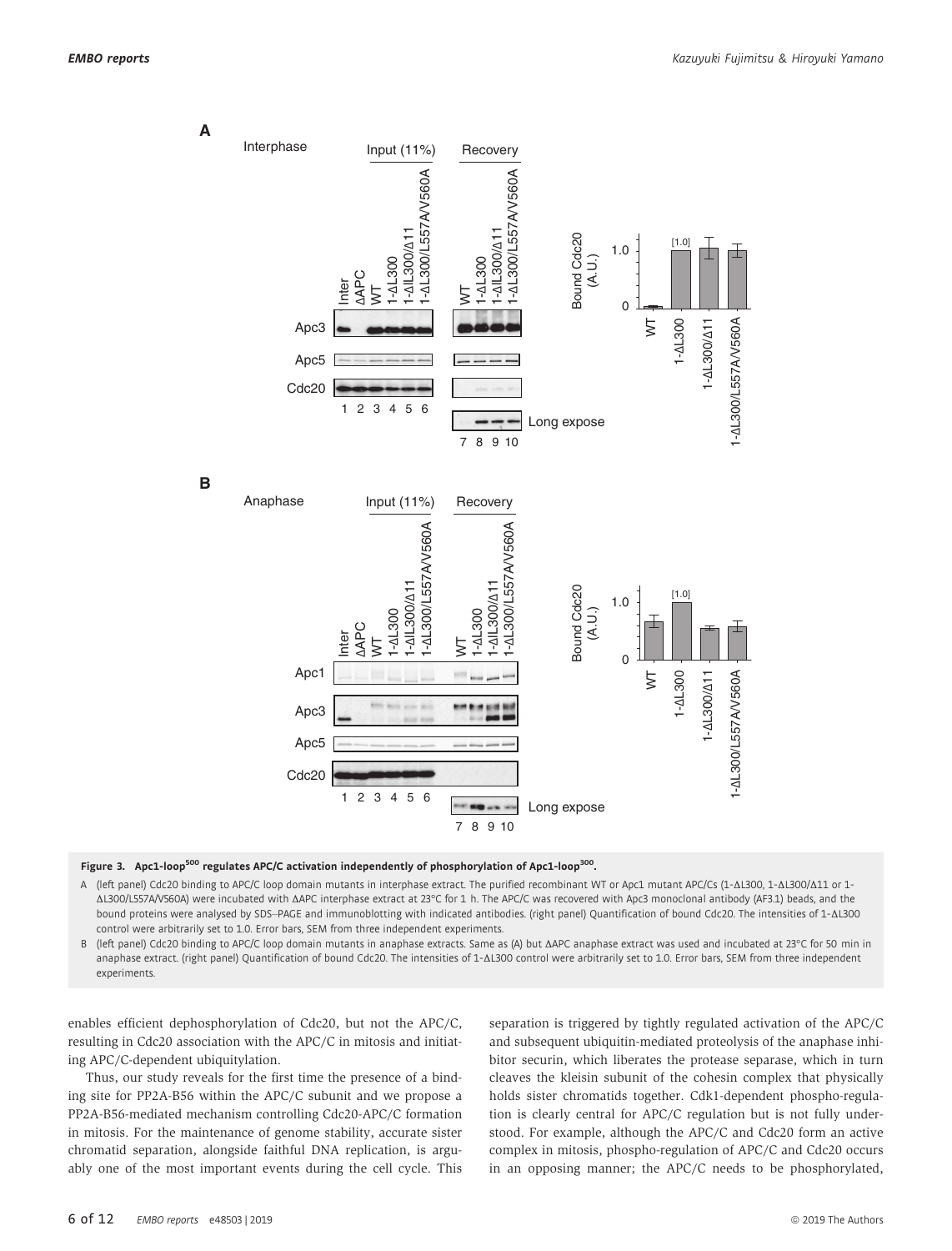**Figure 3. Apc1-loop$^{500}$ regulates APC/C activation independently of phosphorylation of Apc1-loop$^{300}$.**

A (left panel) Cdc20 binding to APC/C loop domain mutants in interphase extract. The purified recombinant WT or Apc1 mutant APC/Cs (1-ΔL300, 1-ΔL300/Δ11 or 1-ΔL300/L557A/V560A) were incubated with ΔAPC interphase extract at 23°C for 1 h. The APC/C was recovered with Apc3 monoclonal antibody (AF3.1) beads, and the bound proteins were analysed by SDS–PAGE and immunoblotting with indicated antibodies. (right panel) Quantification of bound Cdc20. The intensities of 1-ΔL300 control were arbitrarily set to 1.0. Error bars, SEM from three independent experiments.

B (left panel) Cdc20 binding to APC/C loop domain mutants in anaphase extracts. Same as (A) but ΔAPC anaphase extract was used and incubated at 23°C for 50 min in anaphase extract. (right panel) Quantification of bound Cdc20. The intensities of 1-ΔL300 control were arbitrarily set to 1.0. Error bars, SEM from three independent experiments.

enables efficient dephosphorylation of Cdc20, but not the APC/C, resulting in Cdc20 association with the APC/C in mitosis and initiating APC/C-dependent ubiquitylation.

Thus, our study reveals for the first time the presence of a binding site for PP2A-B56 within the APC/C subunit and we propose a PP2A-B56-mediated mechanism controlling Cdc20-APC/C formation in mitosis. For the maintenance of genome stability, accurate sister chromatid separation, alongside faithful DNA replication, is arguably one of the most important events during the cell cycle. This separation is triggered by tightly regulated activation of the APC/C and subsequent ubiquitin-mediated proteolysis of the anaphase inhibitor securin, which liberates the protease separase, which in turn cleaves the kleisin subunit of the cohesin complex that physically holds sister chromatids together. Cdk1-dependent phospho-regulation is clearly central for APC/C regulation but is not fully understood. For example, although the APC/C and Cdc20 form an active complex in mitosis, phospho-regulation of APC/C and Cdc20 occurs in an opposing manner; the APC/C needs to be phosphorylated,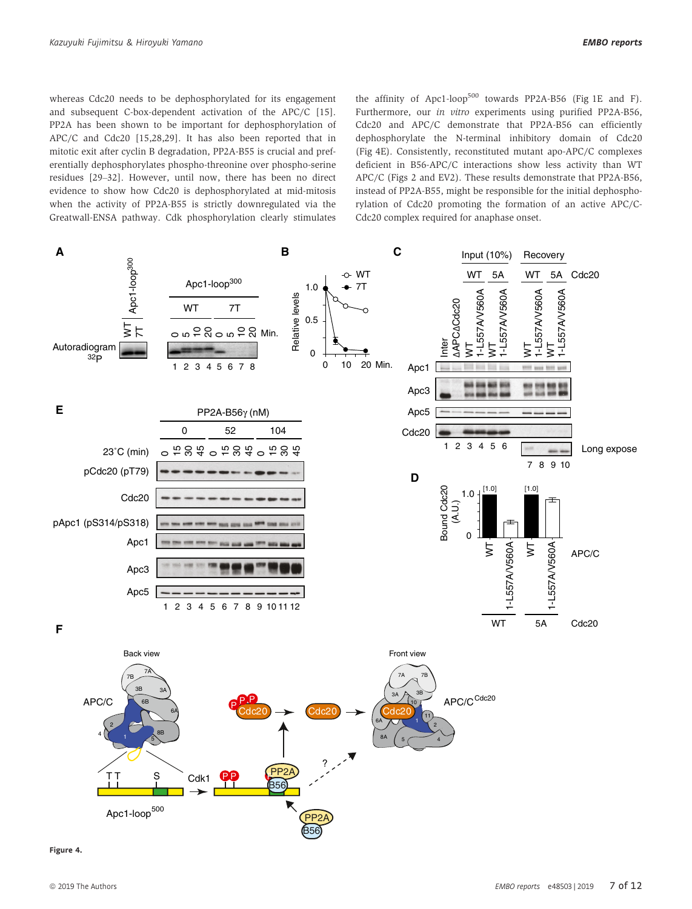whereas Cdc20 needs to be dephosphorylated for its engagement and subsequent C-box-dependent activation of the APC/C [15]. PP2A has been shown to be important for dephosphorylation of APC/C and Cdc20 [15,28,29]. It has also been reported that in mitotic exit after cyclin B degradation, PP2A-B55 is crucial and preferentially dephosphorylates phospho-threonine over phospho-serine residues [29–32]. However, until now, there has been no direct evidence to show how Cdc20 is dephosphorylated at mid-mitosis when the activity of PP2A-B55 is strictly downregulated via the Greatwall-ENSA pathway. Cdk phosphorylation clearly stimulates the affinity of Apc1-loop[500] towards PP2A-B56 (Fig 1E and F). Furthermore, our *in vitro* experiments using purified PP2A-B56, Cdc20 and APC/C demonstrate that PP2A-B56 can efficiently dephosphorylate the N-terminal inhibitory domain of Cdc20 (Fig 4E). Consistently, reconstituted mutant apo-APC/C complexes deficient in B56-APC/C interactions show less activity than WT APC/C (Figs 2 and EV2). These results demonstrate that PP2A-B56, instead of PP2A-B55, might be responsible for the initial dephosphorylation of Cdc20 promoting the formation of an active APC/C-Cdc20 complex required for anaphase onset.

**Figure 4.**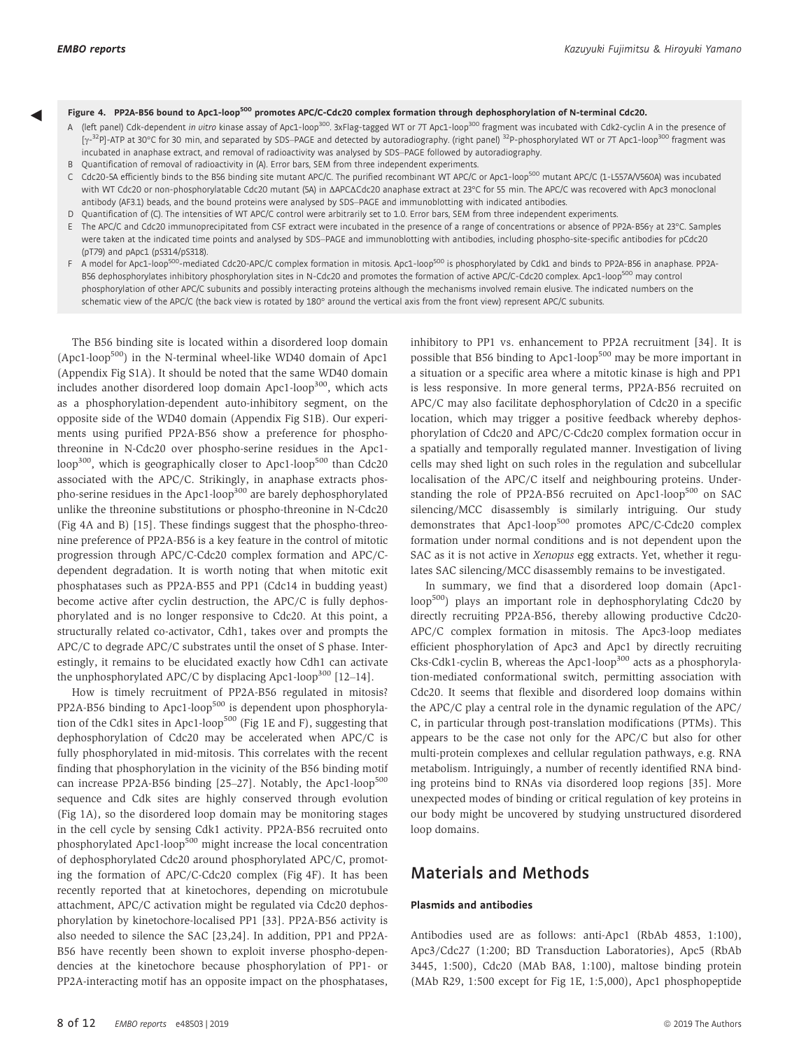**Figure 4. PP2A-B56 bound to Apc1-loop$^{500}$ promotes APC/C-Cdc20 complex formation through dephosphorylation of N-terminal Cdc20.**

A (left panel) Cdk-dependent *in vitro* kinase assay of Apc1-loop$^{300}$. 3xFlag-tagged WT or 7T Apc1-loop$^{300}$ fragment was incubated with Cdk2-cyclin A in the presence of [$\gamma$-$^{32}$P]-ATP at 30°C for 30 min, and separated by SDS–PAGE and detected by autoradiography. (right panel) $^{32}$P-phosphorylated WT or 7T Apc1-loop$^{300}$ fragment was incubated in anaphase extract, and removal of radioactivity was analysed by SDS–PAGE followed by autoradiography.

B Quantification of removal of radioactivity in (A). Error bars, SEM from three independent experiments.

C Cdc20-5A efficiently binds to the B56 binding site mutant APC/C. The purified recombinant WT APC/C or Apc1-loop$^{500}$ mutant APC/C (1-L557A/V560A) was incubated with WT Cdc20 or non-phosphorylatable Cdc20 mutant (5A) in ΔAPCΔCdc20 anaphase extract at 23°C for 55 min. The APC/C was recovered with Apc3 monoclonal antibody (AF3.1) beads, and the bound proteins were analysed by SDS–PAGE and immunoblotting with indicated antibodies.

D Quantification of (C). The intensities of WT APC/C control were arbitrarily set to 1.0. Error bars, SEM from three independent experiments.

E The APC/C and Cdc20 immunoprecipitated from CSF extract were incubated in the presence of a range of concentrations or absence of PP2A-B56$\gamma$ at 23°C. Samples were taken at the indicated time points and analysed by SDS–PAGE and immunoblotting with antibodies, including phospho-site-specific antibodies for pCdc20 (pT79) and pApc1 (pS314/pS318).

F A model for Apc1-loop$^{500}$-mediated Cdc20-APC/C complex formation in mitosis. Apc1-loop$^{500}$ is phosphorylated by Cdk1 and binds to PP2A-B56 in anaphase. PP2A-B56 dephosphorylates inhibitory phosphorylation sites in N-Cdc20 and promotes the formation of active APC/C-Cdc20 complex. Apc1-loop$^{500}$ may control phosphorylation of other APC/C subunits and possibly interacting proteins although the mechanisms involved remain elusive. The indicated numbers on the schematic view of the APC/C (the back view is rotated by 180° around the vertical axis from the front view) represent APC/C subunits.

The B56 binding site is located within a disordered loop domain (Apc1-loop$^{500}$) in the N-terminal wheel-like WD40 domain of Apc1 (Appendix Fig S1A). It should be noted that the same WD40 domain includes another disordered loop domain Apc1-loop$^{300}$, which acts as a phosphorylation-dependent auto-inhibitory segment, on the opposite side of the WD40 domain (Appendix Fig S1B). Our experiments using purified PP2A-B56 show a preference for phosphothreonine in N-Cdc20 over phospho-serine residues in the Apc1-loop$^{300}$, which is geographically closer to Apc1-loop$^{500}$ than Cdc20 associated with the APC/C. Strikingly, in anaphase extracts phospho-serine residues in the Apc1-loop$^{300}$ are barely dephosphorylated unlike the threonine substitutions or phospho-threonine in N-Cdc20 (Fig 4A and B) [15]. These findings suggest that the phospho-threonine preference of PP2A-B56 is a key feature in the control of mitotic progression through APC/C-Cdc20 complex formation and APC/C-dependent degradation. It is worth noting that when mitotic exit phosphatases such as PP2A-B55 and PP1 (Cdc14 in budding yeast) become active after cyclin destruction, the APC/C is fully dephosphorylated and is no longer responsive to Cdc20. At this point, a structurally related co-activator, Cdh1, takes over and prompts the APC/C to degrade APC/C substrates until the onset of S phase. Interestingly, it remains to be elucidated exactly how Cdh1 can activate the unphosphorylated APC/C by displacing Apc1-loop$^{300}$ [12–14].

How is timely recruitment of PP2A-B56 regulated in mitosis? PP2A-B56 binding to Apc1-loop$^{500}$ is dependent upon phosphorylation of the Cdk1 sites in Apc1-loop$^{500}$ (Fig 1E and F), suggesting that dephosphorylation of Cdc20 may be accelerated when APC/C is fully phosphorylated in mid-mitosis. This correlates with the recent finding that phosphorylation in the vicinity of the B56 binding motif can increase PP2A-B56 binding [25–27]. Notably, the Apc1-loop$^{500}$ sequence and Cdk sites are highly conserved through evolution (Fig 1A), so the disordered loop domain may be monitoring stages in the cell cycle by sensing Cdk1 activity. PP2A-B56 recruited onto phosphorylated Apc1-loop$^{500}$ might increase the local concentration of dephosphorylated Cdc20 around phosphorylated APC/C, promoting the formation of APC/C-Cdc20 complex (Fig 4F). It has been recently reported that at kinetochores, depending on microtubule attachment, APC/C activation might be regulated via Cdc20 dephosphorylation by kinetochore-localised PP1 [33]. PP2A-B56 activity is also needed to silence the SAC [23,24]. In addition, PP1 and PP2A-B56 have recently been shown to exploit inverse phospho-dependencies at the kinetochore because phosphorylation of PP1- or PP2A-interacting motif has an opposite impact on the phosphatases, inhibitory to PP1 vs. enhancement to PP2A recruitment [34]. It is possible that B56 binding to Apc1-loop$^{500}$ may be more important in a situation or a specific area where a mitotic kinase is high and PP1 is less responsive. In more general terms, PP2A-B56 recruited on APC/C may also facilitate dephosphorylation of Cdc20 in a specific location, which may trigger a positive feedback whereby dephosphorylation of Cdc20 and APC/C-Cdc20 complex formation occur in a spatially and temporally regulated manner. Investigation of living cells may shed light on such roles in the regulation and subcellular localisation of the APC/C itself and neighbouring proteins. Understanding the role of PP2A-B56 recruited on Apc1-loop$^{500}$ on SAC silencing/MCC disassembly is similarly intriguing. Our study demonstrates that Apc1-loop$^{500}$ promotes APC/C-Cdc20 complex formation under normal conditions and is not dependent upon the SAC as it is not active in *Xenopus* egg extracts. Yet, whether it regulates SAC silencing/MCC disassembly remains to be investigated.

In summary, we find that a disordered loop domain (Apc1-loop$^{500}$) plays an important role in dephosphorylating Cdc20 by directly recruiting PP2A-B56, thereby allowing productive Cdc20-APC/C complex formation in mitosis. The Apc3-loop mediates efficient phosphorylation of Apc3 and Apc1 by directly recruiting Cks-Cdk1-cyclin B, whereas the Apc1-loop$^{300}$ acts as a phosphorylation-mediated conformational switch, permitting association with Cdc20. It seems that flexible and disordered loop domains within the APC/C play a central role in the dynamic regulation of the APC/C, in particular through post-translation modifications (PTMs). This appears to be the case not only for the APC/C but also for other multi-protein complexes and cellular regulation pathways, e.g. RNA metabolism. Intriguingly, a number of recently identified RNA binding proteins bind to RNAs via disordered loop regions [35]. More unexpected modes of binding or critical regulation of key proteins in our body might be uncovered by studying unstructured disordered loop domains.

## Materials and Methods

### Plasmids and antibodies

Antibodies used are as follows: anti-Apc1 (RbAb 4853, 1:100), Apc3/Cdc27 (1:200; BD Transduction Laboratories), Apc5 (RbAb 3445, 1:500), Cdc20 (MAb BA8, 1:100), maltose binding protein (MAb R29, 1:500 except for Fig 1E, 1:5,000), Apc1 phosphopeptide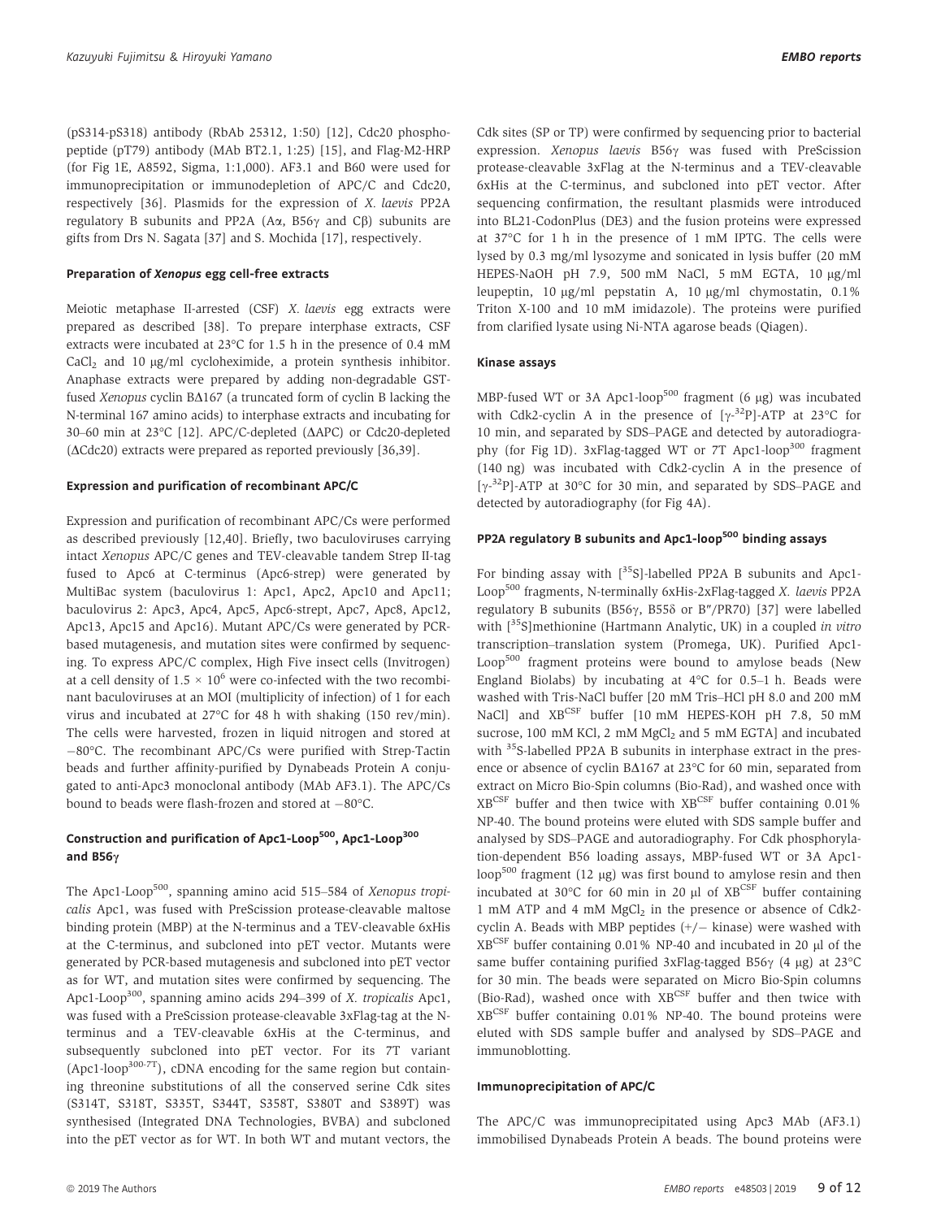(pS314-pS318) antibody (RbAb 25312, 1:50) [12], Cdc20 phosphopeptide (pT79) antibody (MAb BT2.1, 1:25) [15], and Flag-M2-HRP (for Fig 1E, A8592, Sigma, 1:1,000). AF3.1 and B60 were used for immunoprecipitation or immunodepletion of APC/C and Cdc20, respectively [36]. Plasmids for the expression of *X. laevis* PP2A regulatory B subunits and PP2A (Aα, B56γ and Cβ) subunits are gifts from Drs N. Sagata [37] and S. Mochida [17], respectively.

#### Preparation of *Xenopus* egg cell-free extracts

Meiotic metaphase II-arrested (CSF) *X. laevis* egg extracts were prepared as described [38]. To prepare interphase extracts, CSF extracts were incubated at 23°C for 1.5 h in the presence of 0.4 mM $CaCl_2$ and 10 μg/ml cycloheximide, a protein synthesis inhibitor. Anaphase extracts were prepared by adding non-degradable GST-fused *Xenopus* cyclin BΔ167 (a truncated form of cyclin B lacking the N-terminal 167 amino acids) to interphase extracts and incubating for 30–60 min at 23°C [12]. APC/C-depleted (ΔAPC) or Cdc20-depleted (ΔCdc20) extracts were prepared as reported previously [36,39].

#### Expression and purification of recombinant APC/C

Expression and purification of recombinant APC/Cs were performed as described previously [12,40]. Briefly, two baculoviruses carrying intact *Xenopus* APC/C genes and TEV-cleavable tandem Strep II-tag fused to Apc6 at C-terminus (Apc6-strep) were generated by MultiBac system (baculovirus 1: Apc1, Apc2, Apc10 and Apc11; baculovirus 2: Apc3, Apc4, Apc5, Apc6-strept, Apc7, Apc8, Apc12, Apc13, Apc15 and Apc16). Mutant APC/Cs were generated by PCR-based mutagenesis, and mutation sites were confirmed by sequencing. To express APC/C complex, High Five insect cells (Invitrogen) at a cell density of $1.5 \times 10^6$ were co-infected with the two recombinant baculoviruses at an MOI (multiplicity of infection) of 1 for each virus and incubated at 27°C for 48 h with shaking (150 rev/min). The cells were harvested, frozen in liquid nitrogen and stored at −80°C. The recombinant APC/Cs were purified with Strep-Tactin beads and further affinity-purified by Dynabeads Protein A conjugated to anti-Apc3 monoclonal antibody (MAb AF3.1). The APC/Cs bound to beads were flash-frozen and stored at −80°C.

#### Construction and purification of Apc1-Loop$^{500}$, Apc1-Loop$^{300}$ and B56γ

The Apc1-Loop$^{500}$, spanning amino acid 515–584 of *Xenopus tropicalis* Apc1, was fused with PreScission protease-cleavable maltose binding protein (MBP) at the N-terminus and a TEV-cleavable 6xHis at the C-terminus, and subcloned into pET vector. Mutants were generated by PCR-based mutagenesis and subcloned into pET vector as for WT, and mutation sites were confirmed by sequencing. The Apc1-Loop$^{300}$, spanning amino acids 294–399 of *X. tropicalis* Apc1, was fused with a PreScission protease-cleavable 3xFlag-tag at the N-terminus and a TEV-cleavable 6xHis at the C-terminus, and subsequently subcloned into pET vector. For its 7T variant (Apc1-loop$^{300\text{-}7T}$), cDNA encoding for the same region but containing threonine substitutions of all the conserved serine Cdk sites (S314T, S318T, S335T, S344T, S358T, S380T and S389T) was synthesised (Integrated DNA Technologies, BVBA) and subcloned into the pET vector as for WT. In both WT and mutant vectors, the Cdk sites (SP or TP) were confirmed by sequencing prior to bacterial expression. *Xenopus laevis* B56γ was fused with PreScission protease-cleavable 3xFlag at the N-terminus and a TEV-cleavable 6xHis at the C-terminus, and subcloned into pET vector. After sequencing confirmation, the resultant plasmids were introduced into BL21-CodonPlus (DE3) and the fusion proteins were expressed at 37°C for 1 h in the presence of 1 mM IPTG. The cells were lysed by 0.3 mg/ml lysozyme and sonicated in lysis buffer (20 mM HEPES-NaOH pH 7.9, 500 mM NaCl, 5 mM EGTA, 10 μg/ml leupeptin, 10 μg/ml pepstatin A, 10 μg/ml chymostatin, 0.1% Triton X-100 and 10 mM imidazole). The proteins were purified from clarified lysate using Ni-NTA agarose beads (Qiagen).

#### Kinase assays

MBP-fused WT or 3A Apc1-loop$^{500}$ fragment (6 μg) was incubated with Cdk2-cyclin A in the presence of [γ-$^{32}$P]-ATP at 23°C for 10 min, and separated by SDS–PAGE and detected by autoradiography (for Fig 1D). 3xFlag-tagged WT or 7T Apc1-loop$^{300}$ fragment (140 ng) was incubated with Cdk2-cyclin A in the presence of [γ-$^{32}$P]-ATP at 30°C for 30 min, and separated by SDS–PAGE and detected by autoradiography (for Fig 4A).

#### PP2A regulatory B subunits and Apc1-loop$^{500}$ binding assays

For binding assay with [$^{35}$S]-labelled PP2A B subunits and Apc1-Loop$^{500}$ fragments, N-terminally 6xHis-2xFlag-tagged *X. laevis* PP2A regulatory B subunits (B56γ, B55δ or B″/PR70) [37] were labelled with [$^{35}$S]methionine (Hartmann Analytic, UK) in a coupled *in vitro* transcription–translation system (Promega, UK). Purified Apc1-Loop$^{500}$ fragment proteins were bound to amylose beads (New England Biolabs) by incubating at 4°C for 0.5–1 h. Beads were washed with Tris-NaCl buffer [20 mM Tris–HCl pH 8.0 and 200 mM NaCl] and XB$^{CSF}$ buffer [10 mM HEPES-KOH pH 7.8, 50 mM sucrose, 100 mM KCl, 2 mM $MgCl_2$ and 5 mM EGTA] and incubated with $^{35}$S-labelled PP2A B subunits in interphase extract in the presence or absence of cyclin BΔ167 at 23°C for 60 min, separated from extract on Micro Bio-Spin columns (Bio-Rad), and washed once with XB$^{CSF}$ buffer and then twice with XB$^{CSF}$ buffer containing 0.01% NP-40. The bound proteins were eluted with SDS sample buffer and analysed by SDS–PAGE and autoradiography. For Cdk phosphorylation-dependent B56 loading assays, MBP-fused WT or 3A Apc1-loop$^{500}$ fragment (12 μg) was first bound to amylose resin and then incubated at 30°C for 60 min in 20 μl of XB$^{CSF}$ buffer containing 1 mM ATP and 4 mM $MgCl_2$ in the presence or absence of Cdk2-cyclin A. Beads with MBP peptides (+/− kinase) were washed with XB$^{CSF}$ buffer containing 0.01% NP-40 and incubated in 20 μl of the same buffer containing purified 3xFlag-tagged B56γ (4 μg) at 23°C for 30 min. The beads were separated on Micro Bio-Spin columns (Bio-Rad), washed once with XB$^{CSF}$ buffer and then twice with XB$^{CSF}$ buffer containing 0.01% NP-40. The bound proteins were eluted with SDS sample buffer and analysed by SDS–PAGE and immunoblotting.

#### Immunoprecipitation of APC/C

The APC/C was immunoprecipitated using Apc3 MAb (AF3.1) immobilised Dynabeads Protein A beads. The bound proteins were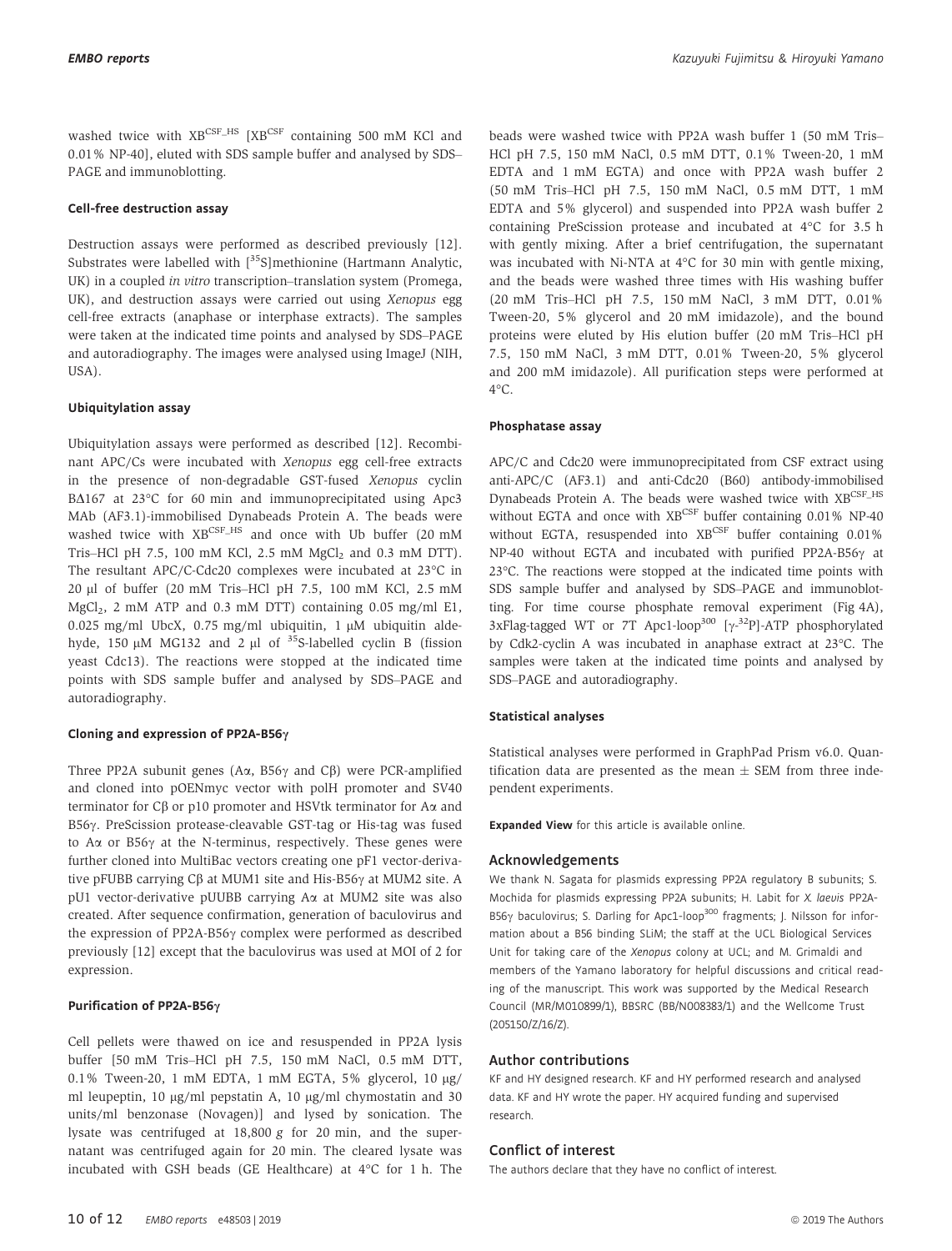washed twice with $XB^{CSF\_HS}$ [$XB^{CSF}$ containing 500 mM KCl and 0.01% NP-40], eluted with SDS sample buffer and analysed by SDS–PAGE and immunoblotting.

### Cell-free destruction assay

Destruction assays were performed as described previously [12]. Substrates were labelled with [$^{35}$S]methionine (Hartmann Analytic, UK) in a coupled *in vitro* transcription–translation system (Promega, UK), and destruction assays were carried out using *Xenopus* egg cell-free extracts (anaphase or interphase extracts). The samples were taken at the indicated time points and analysed by SDS–PAGE and autoradiography. The images were analysed using ImageJ (NIH, USA).

### Ubiquitylation assay

Ubiquitylation assays were performed as described [12]. Recombinant APC/Cs were incubated with *Xenopus* egg cell-free extracts in the presence of non-degradable GST-fused *Xenopus* cyclin BΔ167 at 23°C for 60 min and immunoprecipitated using Apc3 MAb (AF3.1)-immobilised Dynabeads Protein A. The beads were washed twice with $XB^{CSF\_HS}$ and once with Ub buffer (20 mM Tris–HCl pH 7.5, 100 mM KCl, 2.5 mM $MgCl_2$ and 0.3 mM DTT). The resultant APC/C-Cdc20 complexes were incubated at 23°C in 20 μl of buffer (20 mM Tris–HCl pH 7.5, 100 mM KCl, 2.5 mM $MgCl_2$, 2 mM ATP and 0.3 mM DTT) containing 0.05 mg/ml E1, 0.025 mg/ml UbcX, 0.75 mg/ml ubiquitin, 1 μM ubiquitin aldehyde, 150 μM MG132 and 2 μl of $^{35}$S-labelled cyclin B (fission yeast Cdc13). The reactions were stopped at the indicated time points with SDS sample buffer and analysed by SDS–PAGE and autoradiography.

### Cloning and expression of PP2A-B56γ

Three PP2A subunit genes (Aα, B56γ and Cβ) were PCR-amplified and cloned into pOENmyc vector with polH promoter and SV40 terminator for Cβ or p10 promoter and HSVtk terminator for Aα and B56γ. PreScission protease-cleavable GST-tag or His-tag was fused to Aα or B56γ at the N-terminus, respectively. These genes were further cloned into MultiBac vectors creating one pF1 vector-derivative pFUBB carrying Cβ at MUM1 site and His-B56γ at MUM2 site. A pU1 vector-derivative pUUBB carrying Aα at MUM2 site was also created. After sequence confirmation, generation of baculovirus and the expression of PP2A-B56γ complex were performed as described previously [12] except that the baculovirus was used at MOI of 2 for expression.

### Purification of PP2A-B56γ

Cell pellets were thawed on ice and resuspended in PP2A lysis buffer [50 mM Tris–HCl pH 7.5, 150 mM NaCl, 0.5 mM DTT, 0.1% Tween-20, 1 mM EDTA, 1 mM EGTA, 5% glycerol, 10 μg/ml leupeptin, 10 μg/ml pepstatin A, 10 μg/ml chymostatin and 30 units/ml benzonase (Novagen)] and lysed by sonication. The lysate was centrifuged at 18,800 *g* for 20 min, and the supernatant was centrifuged again for 20 min. The cleared lysate was incubated with GSH beads (GE Healthcare) at 4°C for 1 h. The beads were washed twice with PP2A wash buffer 1 (50 mM Tris–HCl pH 7.5, 150 mM NaCl, 0.5 mM DTT, 0.1% Tween-20, 1 mM EDTA and 1 mM EGTA) and once with PP2A wash buffer 2 (50 mM Tris–HCl pH 7.5, 150 mM NaCl, 0.5 mM DTT, 1 mM EDTA and 5% glycerol) and suspended into PP2A wash buffer 2 containing PreScission protease and incubated at 4°C for 3.5 h with gently mixing. After a brief centrifugation, the supernatant was incubated with Ni-NTA at 4°C for 30 min with gentle mixing, and the beads were washed three times with His washing buffer (20 mM Tris–HCl pH 7.5, 150 mM NaCl, 3 mM DTT, 0.01% Tween-20, 5% glycerol and 20 mM imidazole), and the bound proteins were eluted by His elution buffer (20 mM Tris–HCl pH 7.5, 150 mM NaCl, 3 mM DTT, 0.01% Tween-20, 5% glycerol and 200 mM imidazole). All purification steps were performed at 4°C.

### Phosphatase assay

APC/C and Cdc20 were immunoprecipitated from CSF extract using anti-APC/C (AF3.1) and anti-Cdc20 (B60) antibody-immobilised Dynabeads Protein A. The beads were washed twice with $XB^{CSF\_HS}$ without EGTA and once with $XB^{CSF}$ buffer containing 0.01% NP-40 without EGTA, resuspended into $XB^{CSF}$ buffer containing 0.01% NP-40 without EGTA and incubated with purified PP2A-B56γ at 23°C. The reactions were stopped at the indicated time points with SDS sample buffer and analysed by SDS–PAGE and immunoblotting. For time course phosphate removal experiment (Fig 4A), 3xFlag-tagged WT or 7T Apc1-loop$^{300}$ [γ-$^{32}$P]-ATP phosphorylated by Cdk2-cyclin A was incubated in anaphase extract at 23°C. The samples were taken at the indicated time points and analysed by SDS–PAGE and autoradiography.

### Statistical analyses

Statistical analyses were performed in GraphPad Prism v6.0. Quantification data are presented as the mean ± SEM from three independent experiments.

**Expanded View** for this article is available online.

## Acknowledgements

We thank N. Sagata for plasmids expressing PP2A regulatory B subunits; S. Mochida for plasmids expressing PP2A subunits; H. Labit for *X. laevis* PP2A-B56γ baculovirus; S. Darling for Apc1-loop$^{300}$ fragments; J. Nilsson for information about a B56 binding SLiM; the staff at the UCL Biological Services Unit for taking care of the *Xenopus* colony at UCL; and M. Grimaldi and members of the Yamano laboratory for helpful discussions and critical reading of the manuscript. This work was supported by the Medical Research Council (MR/M010899/1), BBSRC (BB/N008383/1) and the Wellcome Trust (205150/Z/16/Z).

## Author contributions

KF and HY designed research. KF and HY performed research and analysed data. KF and HY wrote the paper. HY acquired funding and supervised research.

## Conflict of interest

The authors declare that they have no conflict of interest.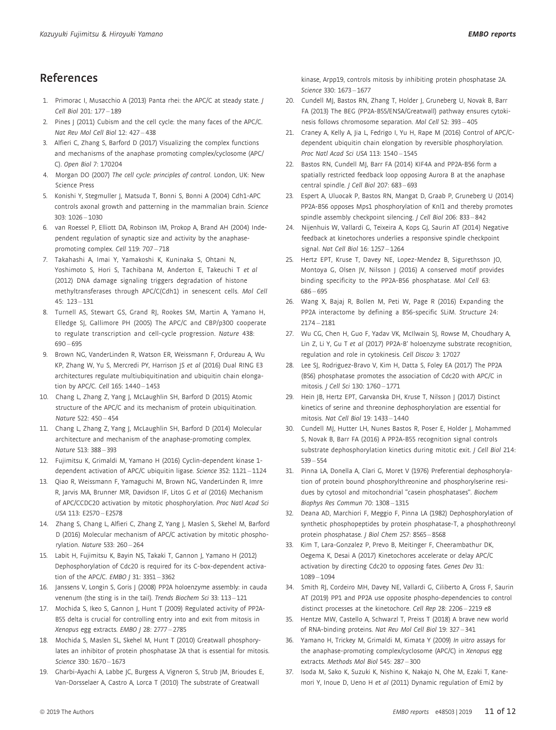## References

1. Primorac I, Musacchio A (2013) Panta rhei: the APC/C at steady state. *J Cell Biol* 201: 177 – 189
2. Pines J (2011) Cubism and the cell cycle: the many faces of the APC/C. *Nat Rev Mol Cell Biol* 12: 427 – 438
3. Alfieri C, Zhang S, Barford D (2017) Visualizing the complex functions and mechanisms of the anaphase promoting complex/cyclosome (APC/C). *Open Biol* 7: 170204
4. Morgan DO (2007) *The cell cycle: principles of control*. London, UK: New Science Press
5. Konishi Y, Stegmuller J, Matsuda T, Bonni S, Bonni A (2004) Cdh1-APC controls axonal growth and patterning in the mammalian brain. *Science* 303: 1026 – 1030
6. van Roessel P, Elliott DA, Robinson IM, Prokop A, Brand AH (2004) Independent regulation of synaptic size and activity by the anaphase-promoting complex. *Cell* 119: 707 – 718
7. Takahashi A, Imai Y, Yamakoshi K, Kuninaka S, Ohtani N, Yoshimoto S, Hori S, Tachibana M, Anderton E, Takeuchi T *et al* (2012) DNA damage signaling triggers degradation of histone methyltransferases through APC/C(Cdh1) in senescent cells. *Mol Cell* 45: 123 – 131
8. Turnell AS, Stewart GS, Grand RJ, Rookes SM, Martin A, Yamano H, Elledge SJ, Gallimore PH (2005) The APC/C and CBP/p300 cooperate to regulate transcription and cell-cycle progression. *Nature* 438: 690 – 695
9. Brown NG, VanderLinden R, Watson ER, Weissmann F, Ordureau A, Wu KP, Zhang W, Yu S, Mercredi PY, Harrison JS *et al* (2016) Dual RING E3 architectures regulate multiubiquitination and ubiquitin chain elongation by APC/C. *Cell* 165: 1440 – 1453
10. Chang L, Zhang Z, Yang J, McLaughlin SH, Barford D (2015) Atomic structure of the APC/C and its mechanism of protein ubiquitination. *Nature* 522: 450 – 454
11. Chang L, Zhang Z, Yang J, McLaughlin SH, Barford D (2014) Molecular architecture and mechanism of the anaphase-promoting complex. *Nature* 513: 388 – 393
12. Fujimitsu K, Grimaldi M, Yamano H (2016) Cyclin-dependent kinase 1-dependent activation of APC/C ubiquitin ligase. *Science* 352: 1121 – 1124
13. Qiao R, Weissmann F, Yamaguchi M, Brown NG, VanderLinden R, Imre R, Jarvis MA, Brunner MR, Davidson IF, Litos G *et al* (2016) Mechanism of APC/CCDC20 activation by mitotic phosphorylation. *Proc Natl Acad Sci USA* 113: E2570 – E2578
14. Zhang S, Chang L, Alfieri C, Zhang Z, Yang J, Maslen S, Skehel M, Barford D (2016) Molecular mechanism of APC/C activation by mitotic phosphorylation. *Nature* 533: 260 – 264
15. Labit H, Fujimitsu K, Bayin NS, Takaki T, Gannon J, Yamano H (2012) Dephosphorylation of Cdc20 is required for its C-box-dependent activation of the APC/C. *EMBO J* 31: 3351 – 3362
16. Janssens V, Longin S, Goris J (2008) PP2A holoenzyme assembly: in cauda venenum (the sting is in the tail). *Trends Biochem Sci* 33: 113 – 121
17. Mochida S, Ikeo S, Gannon J, Hunt T (2009) Regulated activity of PP2A-B55 delta is crucial for controlling entry into and exit from mitosis in *Xenopus* egg extracts. *EMBO J* 28: 2777 – 2785
18. Mochida S, Maslen SL, Skehel M, Hunt T (2010) Greatwall phosphorylates an inhibitor of protein phosphatase 2A that is essential for mitosis. *Science* 330: 1670 – 1673
19. Gharbi-Ayachi A, Labbe JC, Burgess A, Vigneron S, Strub JM, Brioudes E, Van-Dorsselaer A, Castro A, Lorca T (2010) The substrate of Greatwall kinase, Arpp19, controls mitosis by inhibiting protein phosphatase 2A. *Science* 330: 1673 – 1677
20. Cundell MJ, Bastos RN, Zhang T, Holder J, Gruneberg U, Novak B, Barr FA (2013) The BEG (PP2A-B55/ENSA/Greatwall) pathway ensures cytokinesis follows chromosome separation. *Mol Cell* 52: 393 – 405
21. Craney A, Kelly A, Jia L, Fedrigo I, Yu H, Rape M (2016) Control of APC/C-dependent ubiquitin chain elongation by reversible phosphorylation. *Proc Natl Acad Sci USA* 113: 1540 – 1545
22. Bastos RN, Cundell MJ, Barr FA (2014) KIF4A and PP2A-B56 form a spatially restricted feedback loop opposing Aurora B at the anaphase central spindle. *J Cell Biol* 207: 683 – 693
23. Espert A, Uluocak P, Bastos RN, Mangat D, Graab P, Gruneberg U (2014) PP2A-B56 opposes Mps1 phosphorylation of Knl1 and thereby promotes spindle assembly checkpoint silencing. *J Cell Biol* 206: 833 – 842
24. Nijenhuis W, Vallardi G, Teixeira A, Kops GJ, Saurin AT (2014) Negative feedback at kinetochores underlies a responsive spindle checkpoint signal. *Nat Cell Biol* 16: 1257 – 1264
25. Hertz EPT, Kruse T, Davey NE, Lopez-Mendez B, Sigurethsson JO, Montoya G, Olsen JV, Nilsson J (2016) A conserved motif provides binding specificity to the PP2A-B56 phosphatase. *Mol Cell* 63: 686 – 695
26. Wang X, Bajaj R, Bollen M, Peti W, Page R (2016) Expanding the PP2A interactome by defining a B56-specific SLiM. *Structure* 24: 2174 – 2181
27. Wu CG, Chen H, Guo F, Yadav VK, McIlwain SJ, Rowse M, Choudhary A, Lin Z, Li Y, Gu T *et al* (2017) PP2A-B' holoenzyme substrate recognition, regulation and role in cytokinesis. *Cell Discov* 3: 17027
28. Lee SJ, Rodriguez-Bravo V, Kim H, Datta S, Foley EA (2017) The PP2A (B56) phosphatase promotes the association of Cdc20 with APC/C in mitosis. *J Cell Sci* 130: 1760 – 1771
29. Hein JB, Hertz EPT, Garvanska DH, Kruse T, Nilsson J (2017) Distinct kinetics of serine and threonine dephosphorylation are essential for mitosis. *Nat Cell Biol* 19: 1433 – 1440
30. Cundell MJ, Hutter LH, Nunes Bastos R, Poser E, Holder J, Mohammed S, Novak B, Barr FA (2016) A PP2A-B55 recognition signal controls substrate dephosphorylation kinetics during mitotic exit. *J Cell Biol* 214: 539 – 554
31. Pinna LA, Donella A, Clari G, Moret V (1976) Preferential dephosphorylation of protein bound phosphorylthreonine and phosphorylserine residues by cytosol and mitochondrial "casein phosphatases". *Biochem Biophys Res Commun* 70: 1308 – 1315
32. Deana AD, Marchiori F, Meggio F, Pinna LA (1982) Dephosphorylation of synthetic phosphopeptides by protein phosphatase-T, a phosphothreonyl protein phosphatase. *J Biol Chem* 257: 8565 – 8568
33. Kim T, Lara-Gonzalez P, Prevo B, Meitinger F, Cheerambathur DK, Oegema K, Desai A (2017) Kinetochores accelerate or delay APC/C activation by directing Cdc20 to opposing fates. *Genes Dev* 31: 1089 – 1094
34. Smith RJ, Cordeiro MH, Davey NE, Vallardi G, Ciliberto A, Gross F, Saurin AT (2019) PP1 and PP2A use opposite phospho-dependencies to control distinct processes at the kinetochore. *Cell Rep* 28: 2206 – 2219 e8
35. Hentze MW, Castello A, Schwarzl T, Preiss T (2018) A brave new world of RNA-binding proteins. *Nat Rev Mol Cell Biol* 19: 327 – 341
36. Yamano H, Trickey M, Grimaldi M, Kimata Y (2009) *In vitro* assays for the anaphase-promoting complex/cyclosome (APC/C) in *Xenopus* egg extracts. *Methods Mol Biol* 545: 287 – 300
37. Isoda M, Sako K, Suzuki K, Nishino K, Nakajo N, Ohe M, Ezaki T, Kanemori Y, Inoue D, Ueno H *et al* (2011) Dynamic regulation of Emi2 by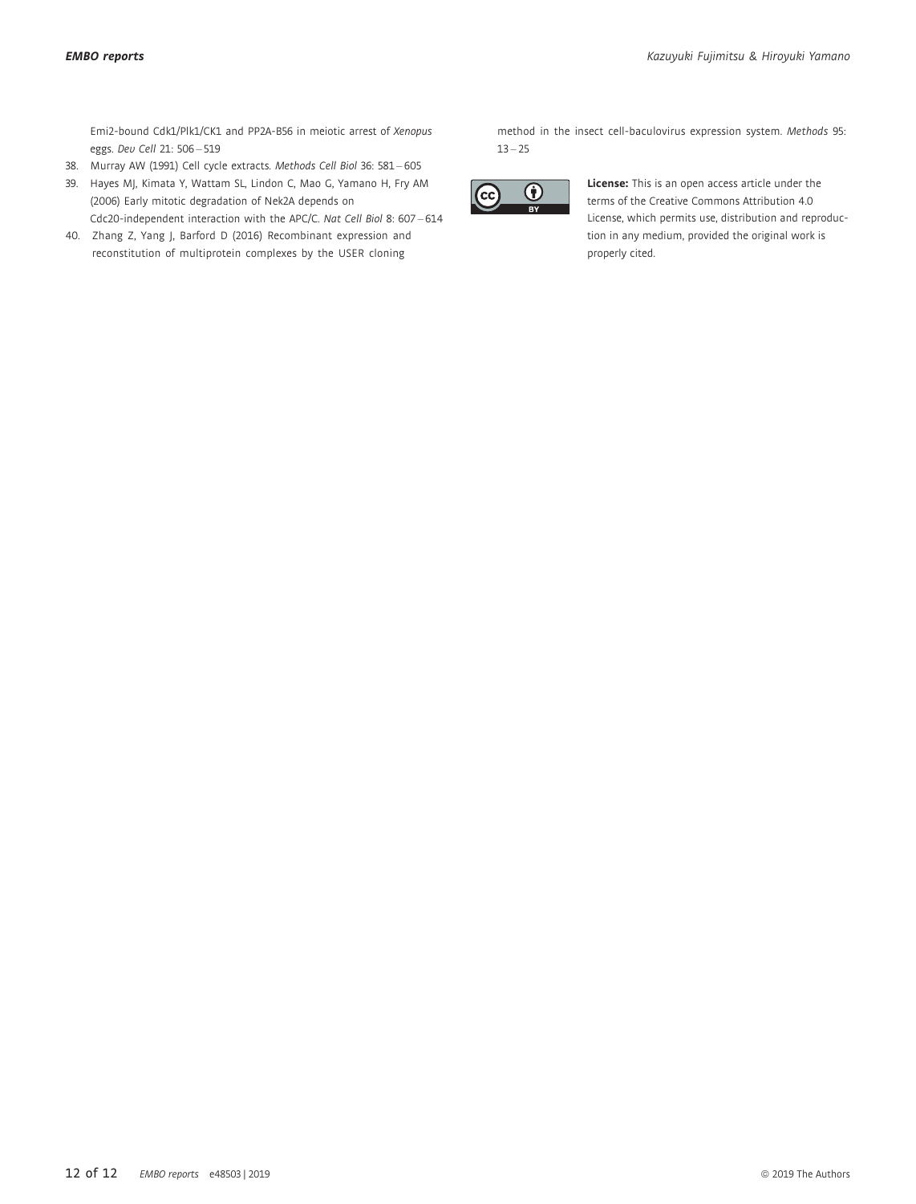Emi2-bound Cdk1/Plk1/CK1 and PP2A-B56 in meiotic arrest of *Xenopus* eggs. *Dev Cell* 21: 506 – 519

38. Murray AW (1991) Cell cycle extracts. *Methods Cell Biol* 36: 581 – 605
39. Hayes MJ, Kimata Y, Wattam SL, Lindon C, Mao G, Yamano H, Fry AM (2006) Early mitotic degradation of Nek2A depends on Cdc20-independent interaction with the APC/C. *Nat Cell Biol* 8: 607 – 614
40. Zhang Z, Yang J, Barford D (2016) Recombinant expression and reconstitution of multiprotein complexes by the USER cloning method in the insect cell-baculovirus expression system. *Methods* 95: 13 – 25

**License:** This is an open access article under the terms of the Creative Commons Attribution 4.0 License, which permits use, distribution and reproduction in any medium, provided the original work is properly cited.